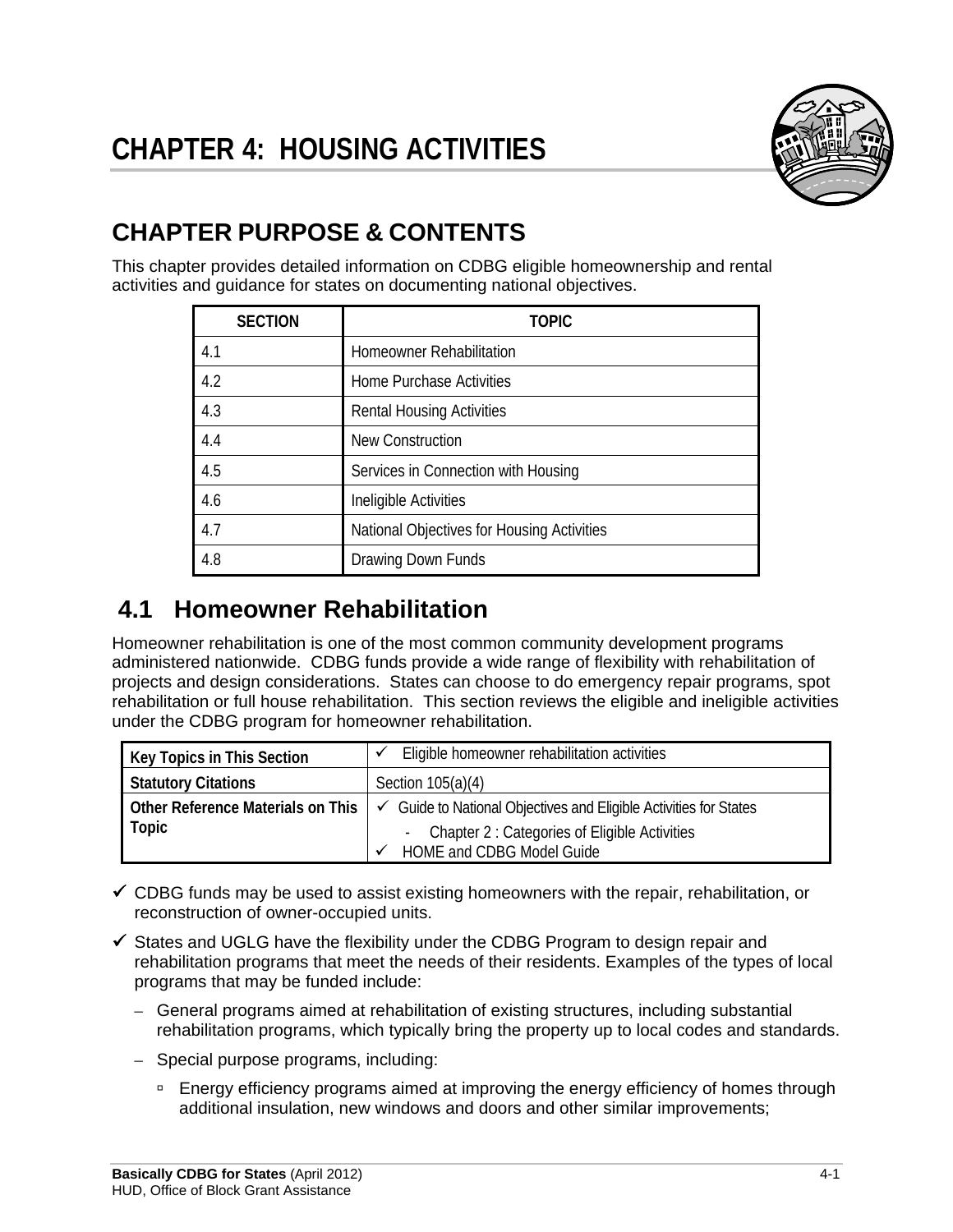# CHAPTER 4: HOUSING ACTIVITIES

## CHAPTER PURPOSE & CONTENTS

This chapter provides detailed information on CDBG eligible homeownership and rental activities and guidance for states on documenting national objectives.

| SECTION | TOPIC |
|---|---|
| 4.1 | Homeowner Rehabilitation |
| 4.2 | Home Purchase Activities |
| 4.3 | Rental Housing Activities |
| 4.4 | New Construction |
| 4.5 | Services in Connection with Housing |
| 4.6 | Ineligible Activities |
| 4.7 | National Objectives for Housing Activities |
| 4.8 | Drawing Down Funds |

## 4.1 Homeowner Rehabilitation

Homeowner rehabilitation is one of the most common community development programs administered nationwide. CDBG funds provide a wide range of flexibility with rehabilitation of projects and design considerations. States can choose to do emergency repair programs, spot rehabilitation or full house rehabilitation. This section reviews the eligible and ineligible activities under the CDBG program for homeowner rehabilitation.

| | |
|---|---|
| **Key Topics in This Section** | ✓ Eligible homeowner rehabilitation activities |
| **Statutory Citations** | Section 105(a)(4) |
| **Other Reference Materials on This Topic** | ✓ Guide to National Objectives and Eligible Activities for States<br>- Chapter 2 : Categories of Eligible Activities<br>✓ HOME and CDBG Model Guide |

- ✓ CDBG funds may be used to assist existing homeowners with the repair, rehabilitation, or reconstruction of owner-occupied units.
- ✓ States and UGLG have the flexibility under the CDBG Program to design repair and rehabilitation programs that meet the needs of their residents. Examples of the types of local programs that may be funded include:
  - General programs aimed at rehabilitation of existing structures, including substantial rehabilitation programs, which typically bring the property up to local codes and standards.
  - Special purpose programs, including:
    - Energy efficiency programs aimed at improving the energy efficiency of homes through additional insulation, new windows and doors and other similar improvements;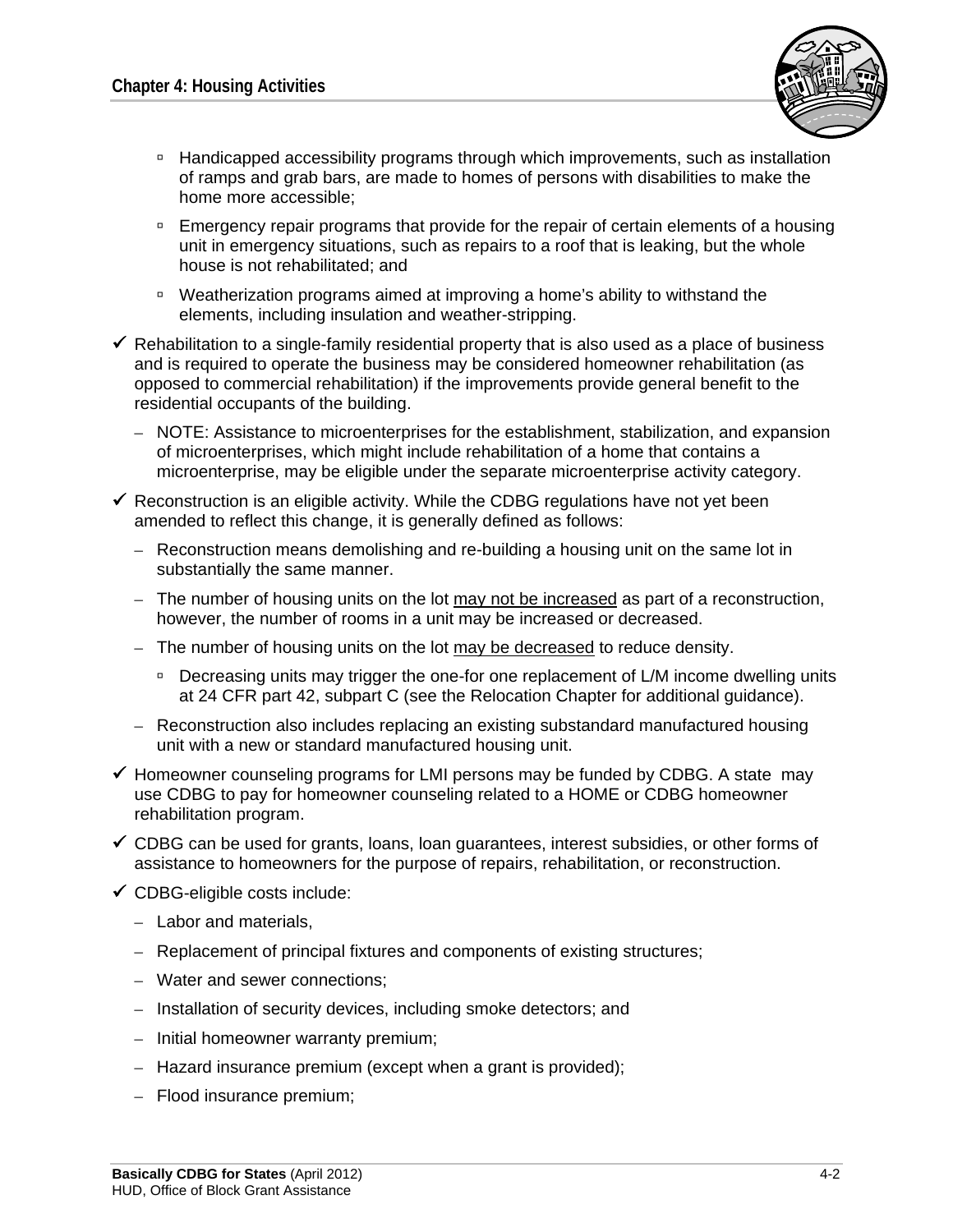- Handicapped accessibility programs through which improvements, such as installation of ramps and grab bars, are made to homes of persons with disabilities to make the home more accessible;
   - Emergency repair programs that provide for the repair of certain elements of a housing unit in emergency situations, such as repairs to a roof that is leaking, but the whole house is not rehabilitated; and
   - Weatherization programs aimed at improving a home's ability to withstand the elements, including insulation and weather-stripping.

- ✓ Rehabilitation to a single-family residential property that is also used as a place of business and is required to operate the business may be considered homeowner rehabilitation (as opposed to commercial rehabilitation) if the improvements provide general benefit to the residential occupants of the building.
  - NOTE: Assistance to microenterprises for the establishment, stabilization, and expansion of microenterprises, which might include rehabilitation of a home that contains a microenterprise, may be eligible under the separate microenterprise activity category.
- ✓ Reconstruction is an eligible activity. While the CDBG regulations have not yet been amended to reflect this change, it is generally defined as follows:
  - Reconstruction means demolishing and re-building a housing unit on the same lot in substantially the same manner.
  - The number of housing units on the lot <u>may not be increased</u> as part of a reconstruction, however, the number of rooms in a unit may be increased or decreased.
  - The number of housing units on the lot <u>may be decreased</u> to reduce density.
    - Decreasing units may trigger the one-for one replacement of L/M income dwelling units at 24 CFR part 42, subpart C (see the Relocation Chapter for additional guidance).
  - Reconstruction also includes replacing an existing substandard manufactured housing unit with a new or standard manufactured housing unit.
- ✓ Homeowner counseling programs for LMI persons may be funded by CDBG. A state may use CDBG to pay for homeowner counseling related to a HOME or CDBG homeowner rehabilitation program.
- ✓ CDBG can be used for grants, loans, loan guarantees, interest subsidies, or other forms of assistance to homeowners for the purpose of repairs, rehabilitation, or reconstruction.
- ✓ CDBG-eligible costs include:
  - Labor and materials,
  - Replacement of principal fixtures and components of existing structures;
  - Water and sewer connections;
  - Installation of security devices, including smoke detectors; and
  - Initial homeowner warranty premium;
  - Hazard insurance premium (except when a grant is provided);
  - Flood insurance premium;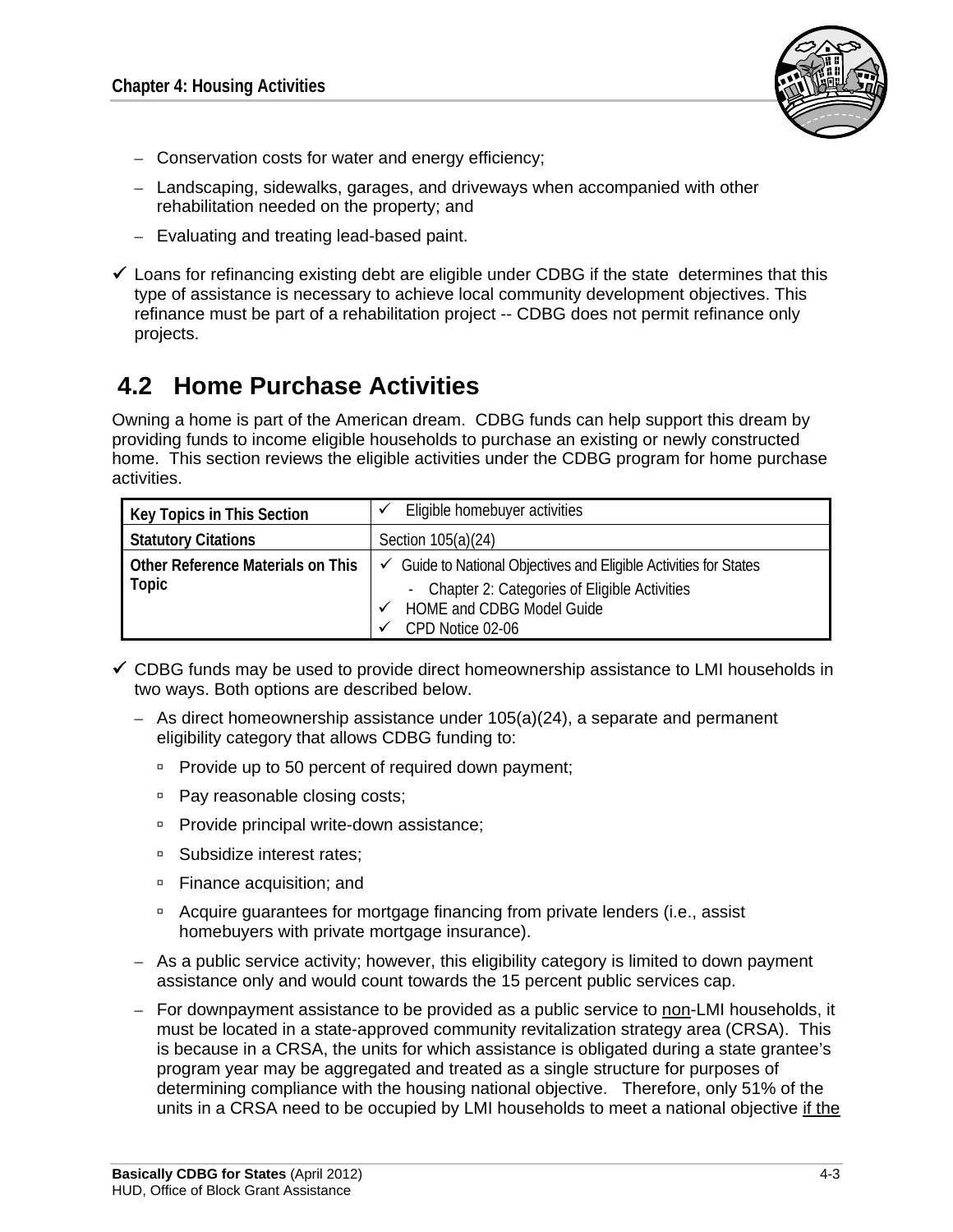- Conservation costs for water and energy efficiency;
- Landscaping, sidewalks, garages, and driveways when accompanied with other rehabilitation needed on the property; and
- Evaluating and treating lead-based paint.

✓ Loans for refinancing existing debt are eligible under CDBG if the state determines that this type of assistance is necessary to achieve local community development objectives. This refinance must be part of a rehabilitation project -- CDBG does not permit refinance only projects.

## 4.2 Home Purchase Activities

Owning a home is part of the American dream. CDBG funds can help support this dream by providing funds to income eligible households to purchase an existing or newly constructed home. This section reviews the eligible activities under the CDBG program for home purchase activities.

| **Key Topics in This Section** | ✓ Eligible homebuyer activities |
|---|---|
| **Statutory Citations** | Section 105(a)(24) |
| **Other Reference Materials on This Topic** | ✓ Guide to National Objectives and Eligible Activities for States<br>- Chapter 2: Categories of Eligible Activities<br>✓ HOME and CDBG Model Guide<br>✓ CPD Notice 02-06 |

✓ CDBG funds may be used to provide direct homeownership assistance to LMI households in two ways. Both options are described below.

- As direct homeownership assistance under 105(a)(24), a separate and permanent eligibility category that allows CDBG funding to:
  - Provide up to 50 percent of required down payment;
  - Pay reasonable closing costs;
  - Provide principal write-down assistance;
  - Subsidize interest rates;
  - Finance acquisition; and
  - Acquire guarantees for mortgage financing from private lenders (i.e., assist homebuyers with private mortgage insurance).
- As a public service activity; however, this eligibility category is limited to down payment assistance only and would count towards the 15 percent public services cap.
- For downpayment assistance to be provided as a public service to <u>non</u>-LMI households, it must be located in a state-approved community revitalization strategy area (CRSA). This is because in a CRSA, the units for which assistance is obligated during a state grantee's program year may be aggregated and treated as a single structure for purposes of determining compliance with the housing national objective. Therefore, only 51% of the units in a CRSA need to be occupied by LMI households to meet a national objective <u>if the</u>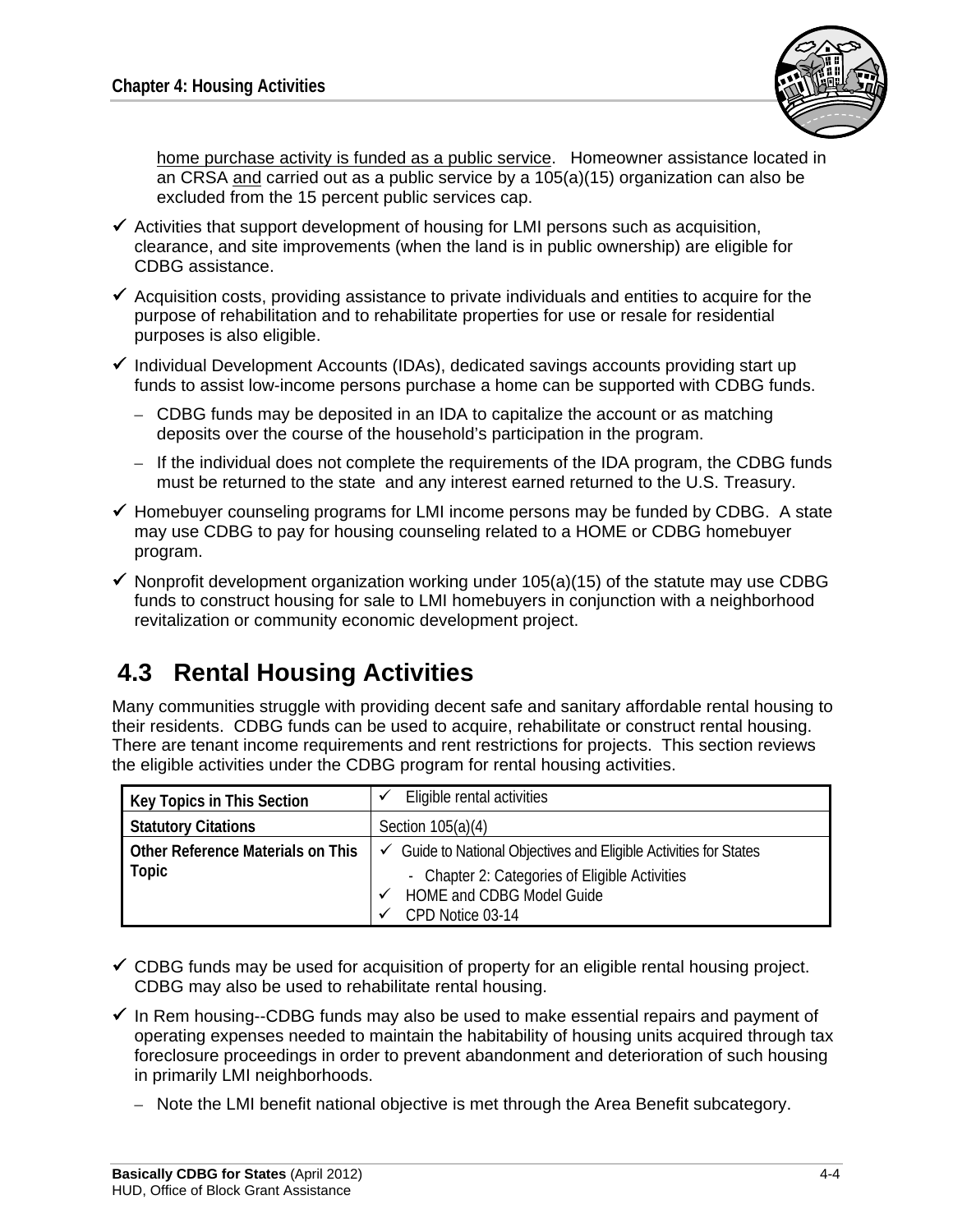home purchase activity is funded as a public service. Homeowner assistance located in an CRSA and carried out as a public service by a 105(a)(15) organization can also be excluded from the 15 percent public services cap.

- ✓ Activities that support development of housing for LMI persons such as acquisition, clearance, and site improvements (when the land is in public ownership) are eligible for CDBG assistance.
- ✓ Acquisition costs, providing assistance to private individuals and entities to acquire for the purpose of rehabilitation and to rehabilitate properties for use or resale for residential purposes is also eligible.
- ✓ Individual Development Accounts (IDAs), dedicated savings accounts providing start up funds to assist low-income persons purchase a home can be supported with CDBG funds.
  - CDBG funds may be deposited in an IDA to capitalize the account or as matching deposits over the course of the household's participation in the program.
  - If the individual does not complete the requirements of the IDA program, the CDBG funds must be returned to the state and any interest earned returned to the U.S. Treasury.
- ✓ Homebuyer counseling programs for LMI income persons may be funded by CDBG. A state may use CDBG to pay for housing counseling related to a HOME or CDBG homebuyer program.
- ✓ Nonprofit development organization working under 105(a)(15) of the statute may use CDBG funds to construct housing for sale to LMI homebuyers in conjunction with a neighborhood revitalization or community economic development project.

## 4.3 Rental Housing Activities

Many communities struggle with providing decent safe and sanitary affordable rental housing to their residents. CDBG funds can be used to acquire, rehabilitate or construct rental housing. There are tenant income requirements and rent restrictions for projects. This section reviews the eligible activities under the CDBG program for rental housing activities.

| **Key Topics in This Section** | ✓ Eligible rental activities |
|---|---|
| **Statutory Citations** | Section 105(a)(4) |
| **Other Reference Materials on This Topic** | ✓ Guide to National Objectives and Eligible Activities for States<br>- Chapter 2: Categories of Eligible Activities<br>✓ HOME and CDBG Model Guide<br>✓ CPD Notice 03-14 |

- ✓ CDBG funds may be used for acquisition of property for an eligible rental housing project. CDBG may also be used to rehabilitate rental housing.
- ✓ In Rem housing--CDBG funds may also be used to make essential repairs and payment of operating expenses needed to maintain the habitability of housing units acquired through tax foreclosure proceedings in order to prevent abandonment and deterioration of such housing in primarily LMI neighborhoods.
  - Note the LMI benefit national objective is met through the Area Benefit subcategory.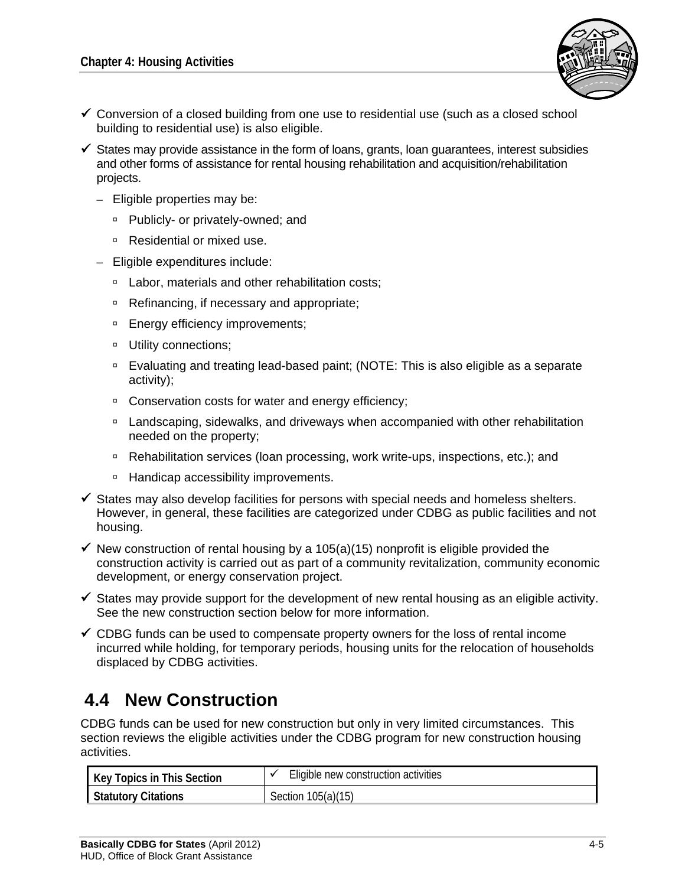- ✓ Conversion of a closed building from one use to residential use (such as a closed school building to residential use) is also eligible.
- ✓ States may provide assistance in the form of loans, grants, loan guarantees, interest subsidies and other forms of assistance for rental housing rehabilitation and acquisition/rehabilitation projects.
  - Eligible properties may be:
    - Publicly- or privately-owned; and
    - Residential or mixed use.
  - Eligible expenditures include:
    - Labor, materials and other rehabilitation costs;
    - Refinancing, if necessary and appropriate;
    - Energy efficiency improvements;
    - Utility connections;
    - Evaluating and treating lead-based paint; (NOTE: This is also eligible as a separate activity);
    - Conservation costs for water and energy efficiency;
    - Landscaping, sidewalks, and driveways when accompanied with other rehabilitation needed on the property;
    - Rehabilitation services (loan processing, work write-ups, inspections, etc.); and
    - Handicap accessibility improvements.
- ✓ States may also develop facilities for persons with special needs and homeless shelters. However, in general, these facilities are categorized under CDBG as public facilities and not housing.
- ✓ New construction of rental housing by a 105(a)(15) nonprofit is eligible provided the construction activity is carried out as part of a community revitalization, community economic development, or energy conservation project.
- ✓ States may provide support for the development of new rental housing as an eligible activity. See the new construction section below for more information.
- ✓ CDBG funds can be used to compensate property owners for the loss of rental income incurred while holding, for temporary periods, housing units for the relocation of households displaced by CDBG activities.

## 4.4 New Construction

CDBG funds can be used for new construction but only in very limited circumstances. This section reviews the eligible activities under the CDBG program for new construction housing activities.

| Key Topics in This Section | ✓ Eligible new construction activities |
| --- | --- |
| Statutory Citations | Section 105(a)(15) |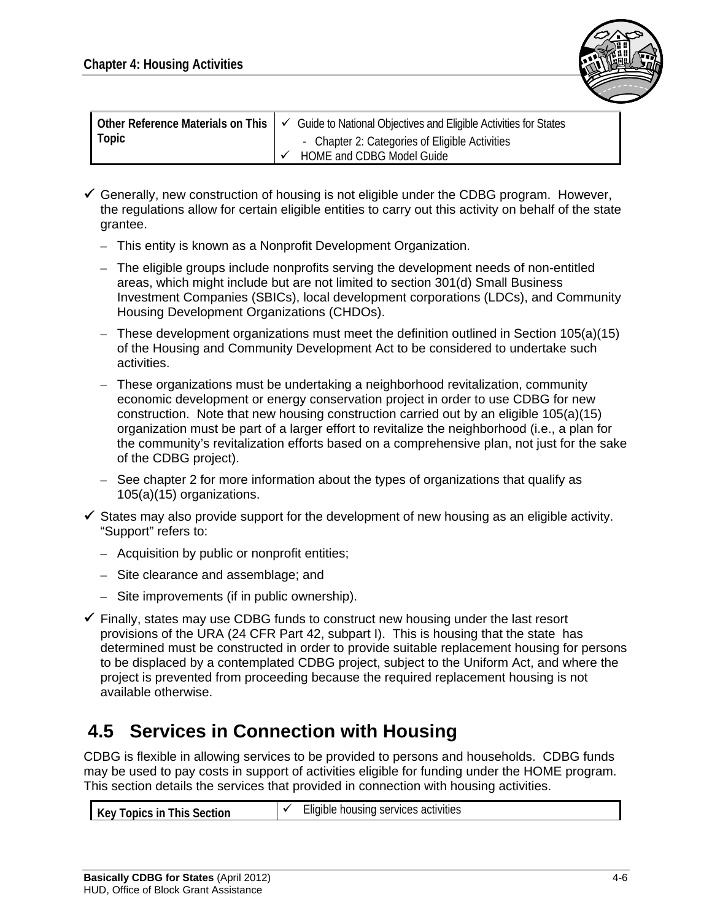| Other Reference Materials on This Topic | ✓ Guide to National Objectives and Eligible Activities for States<br>- Chapter 2: Categories of Eligible Activities<br>✓ HOME and CDBG Model Guide |
|---|---|

- ✓ Generally, new construction of housing is not eligible under the CDBG program. However, the regulations allow for certain eligible entities to carry out this activity on behalf of the state grantee.
  - This entity is known as a Nonprofit Development Organization.
  - The eligible groups include nonprofits serving the development needs of non-entitled areas, which might include but are not limited to section 301(d) Small Business Investment Companies (SBICs), local development corporations (LDCs), and Community Housing Development Organizations (CHDOs).
  - These development organizations must meet the definition outlined in Section 105(a)(15) of the Housing and Community Development Act to be considered to undertake such activities.
  - These organizations must be undertaking a neighborhood revitalization, community economic development or energy conservation project in order to use CDBG for new construction. Note that new housing construction carried out by an eligible 105(a)(15) organization must be part of a larger effort to revitalize the neighborhood (i.e., a plan for the community's revitalization efforts based on a comprehensive plan, not just for the sake of the CDBG project).
  - See chapter 2 for more information about the types of organizations that qualify as 105(a)(15) organizations.
- ✓ States may also provide support for the development of new housing as an eligible activity. "Support" refers to:
  - Acquisition by public or nonprofit entities;
  - Site clearance and assemblage; and
  - Site improvements (if in public ownership).
- ✓ Finally, states may use CDBG funds to construct new housing under the last resort provisions of the URA (24 CFR Part 42, subpart I). This is housing that the state has determined must be constructed in order to provide suitable replacement housing for persons to be displaced by a contemplated CDBG project, subject to the Uniform Act, and where the project is prevented from proceeding because the required replacement housing is not available otherwise.

## 4.5 Services in Connection with Housing

CDBG is flexible in allowing services to be provided to persons and households. CDBG funds may be used to pay costs in support of activities eligible for funding under the HOME program. This section details the services that provided in connection with housing activities.

| Key Topics in This Section | ✓ Eligible housing services activities |
|---|---|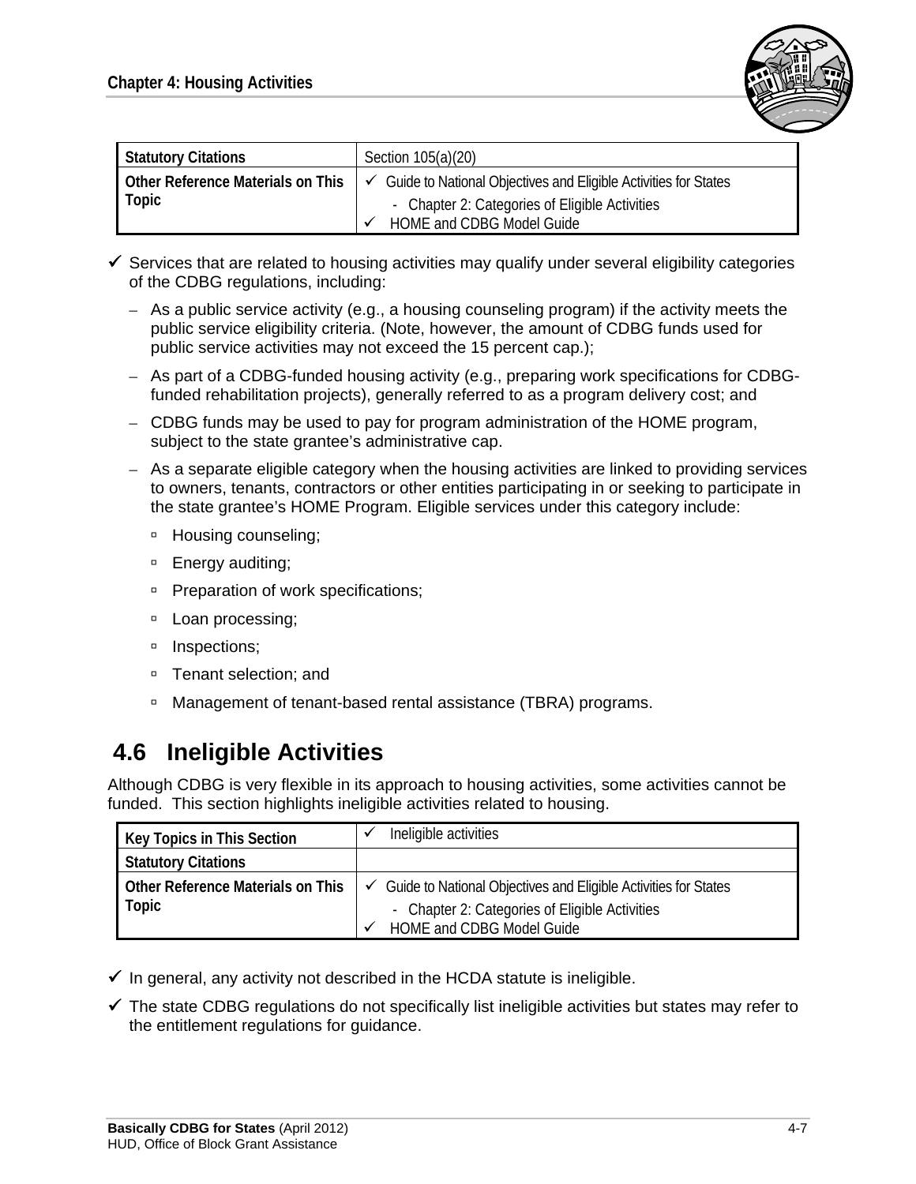| Statutory Citations | Section 105(a)(20) |
| --- | --- |
| Other Reference Materials on This Topic | ✓ Guide to National Objectives and Eligible Activities for States<br>- Chapter 2: Categories of Eligible Activities<br>✓ HOME and CDBG Model Guide |

- ✓ Services that are related to housing activities may qualify under several eligibility categories of the CDBG regulations, including:
  - As a public service activity (e.g., a housing counseling program) if the activity meets the public service eligibility criteria. (Note, however, the amount of CDBG funds used for public service activities may not exceed the 15 percent cap.);
  - As part of a CDBG-funded housing activity (e.g., preparing work specifications for CDBG-funded rehabilitation projects), generally referred to as a program delivery cost; and
  - CDBG funds may be used to pay for program administration of the HOME program, subject to the state grantee's administrative cap.
  - As a separate eligible category when the housing activities are linked to providing services to owners, tenants, contractors or other entities participating in or seeking to participate in the state grantee's HOME Program. Eligible services under this category include:
    - Housing counseling;
    - Energy auditing;
    - Preparation of work specifications;
    - Loan processing;
    - Inspections;
    - Tenant selection; and
    - Management of tenant-based rental assistance (TBRA) programs.

## 4.6 Ineligible Activities

Although CDBG is very flexible in its approach to housing activities, some activities cannot be funded. This section highlights ineligible activities related to housing.

| Key Topics in This Section | ✓ Ineligible activities |
| --- | --- |
| Statutory Citations | |
| Other Reference Materials on This Topic | ✓ Guide to National Objectives and Eligible Activities for States<br>- Chapter 2: Categories of Eligible Activities<br>✓ HOME and CDBG Model Guide |

- ✓ In general, any activity not described in the HCDA statute is ineligible.
- ✓ The state CDBG regulations do not specifically list ineligible activities but states may refer to the entitlement regulations for guidance.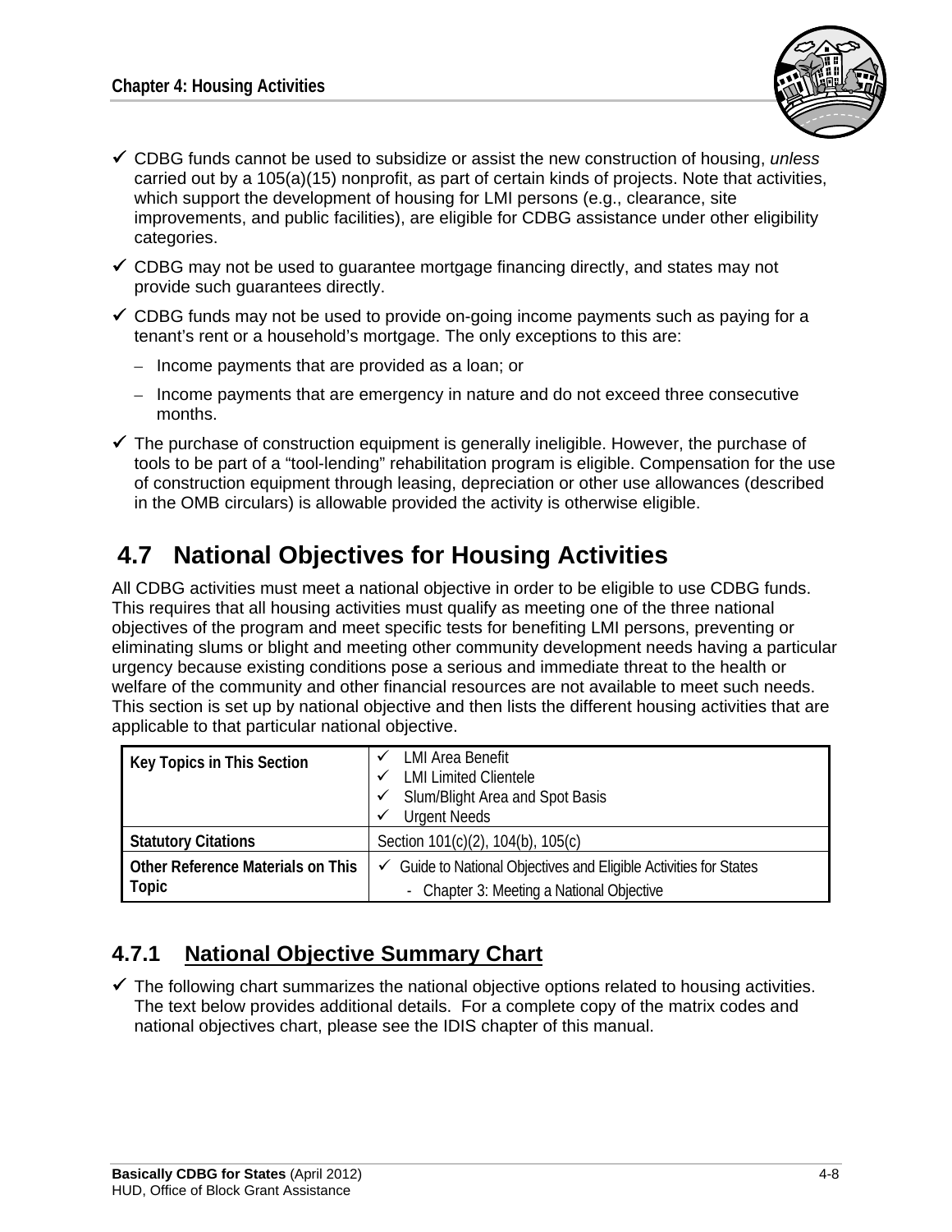- ✓ CDBG funds cannot be used to subsidize or assist the new construction of housing, *unless* carried out by a 105(a)(15) nonprofit, as part of certain kinds of projects. Note that activities, which support the development of housing for LMI persons (e.g., clearance, site improvements, and public facilities), are eligible for CDBG assistance under other eligibility categories.
- ✓ CDBG may not be used to guarantee mortgage financing directly, and states may not provide such guarantees directly.
- ✓ CDBG funds may not be used to provide on-going income payments such as paying for a tenant's rent or a household's mortgage. The only exceptions to this are:
  - Income payments that are provided as a loan; or
  - Income payments that are emergency in nature and do not exceed three consecutive months.
- ✓ The purchase of construction equipment is generally ineligible. However, the purchase of tools to be part of a "tool-lending" rehabilitation program is eligible. Compensation for the use of construction equipment through leasing, depreciation or other use allowances (described in the OMB circulars) is allowable provided the activity is otherwise eligible.

## 4.7 National Objectives for Housing Activities

All CDBG activities must meet a national objective in order to be eligible to use CDBG funds. This requires that all housing activities must qualify as meeting one of the three national objectives of the program and meet specific tests for benefiting LMI persons, preventing or eliminating slums or blight and meeting other community development needs having a particular urgency because existing conditions pose a serious and immediate threat to the health or welfare of the community and other financial resources are not available to meet such needs. This section is set up by national objective and then lists the different housing activities that are applicable to that particular national objective.

| Key Topics in This Section | ✓ LMI Area Benefit<br>✓ LMI Limited Clientele<br>✓ Slum/Blight Area and Spot Basis<br>✓ Urgent Needs |
|---|---|
| Statutory Citations | Section 101(c)(2), 104(b), 105(c) |
| Other Reference Materials on This Topic | ✓ Guide to National Objectives and Eligible Activities for States<br>- Chapter 3: Meeting a National Objective |

### 4.7.1 National Objective Summary Chart

- ✓ The following chart summarizes the national objective options related to housing activities. The text below provides additional details. For a complete copy of the matrix codes and national objectives chart, please see the IDIS chapter of this manual.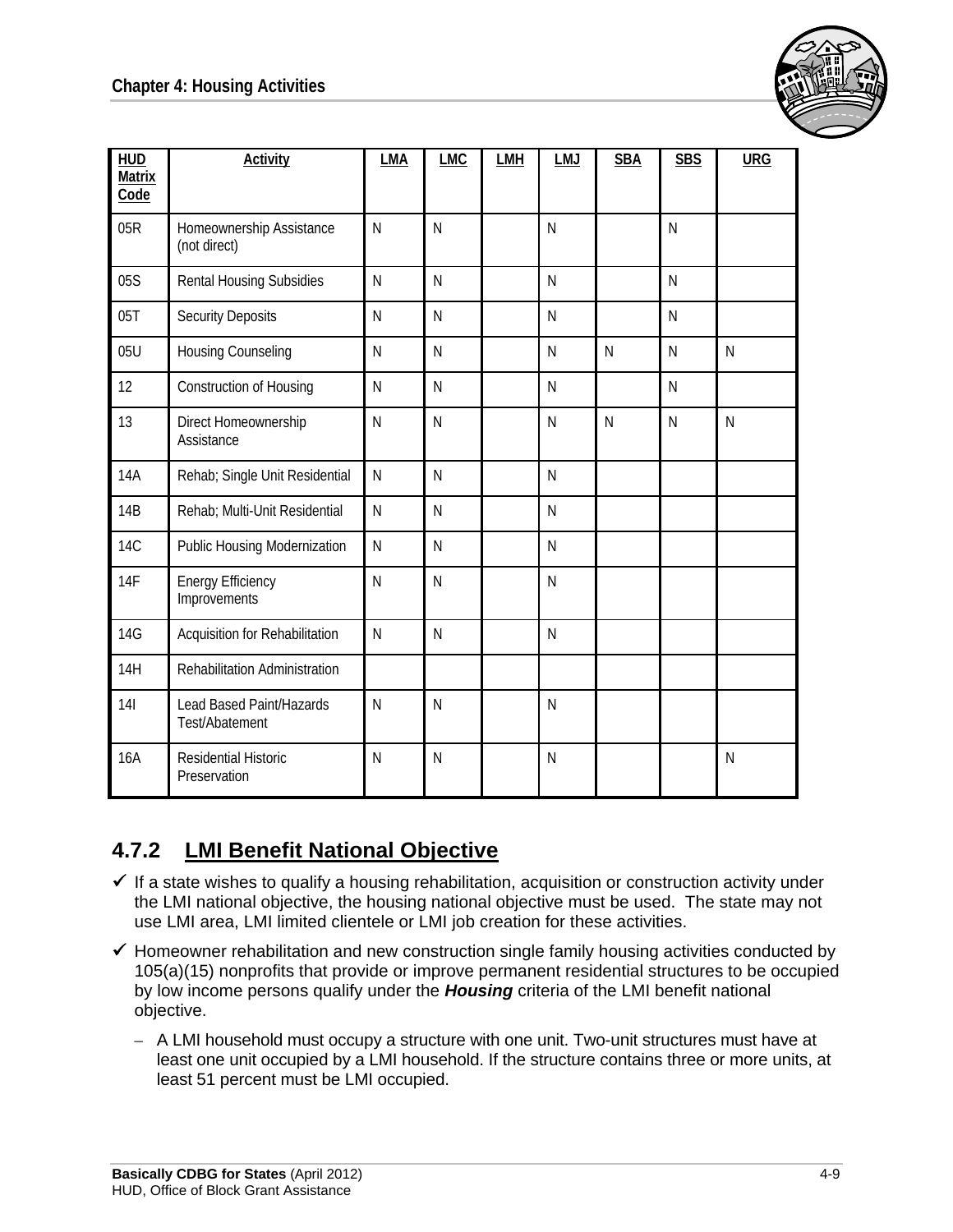| HUD Matrix Code | Activity | LMA | LMC | LMH | LMJ | SBA | SBS | URG |
|---|---|---|---|---|---|---|---|---|
| 05R | Homeownership Assistance (not direct) | N | N | | N | | N | |
| 05S | Rental Housing Subsidies | N | N | | N | | N | |
| 05T | Security Deposits | N | N | | N | | N | |
| 05U | Housing Counseling | N | N | | N | N | N | N |
| 12 | Construction of Housing | N | N | | N | | N | |
| 13 | Direct Homeownership Assistance | N | N | | N | N | N | N |
| 14A | Rehab; Single Unit Residential | N | N | | N | | | |
| 14B | Rehab; Multi-Unit Residential | N | N | | N | | | |
| 14C | Public Housing Modernization | N | N | | N | | | |
| 14F | Energy Efficiency Improvements | N | N | | N | | | |
| 14G | Acquisition for Rehabilitation | N | N | | N | | | |
| 14H | Rehabilitation Administration | | | | | | | |
| 14I | Lead Based Paint/Hazards Test/Abatement | N | N | | N | | | |
| 16A | Residential Historic Preservation | N | N | | N | | | N |

## 4.7.2 LMI Benefit National Objective

- ✓ If a state wishes to qualify a housing rehabilitation, acquisition or construction activity under the LMI national objective, the housing national objective must be used. The state may not use LMI area, LMI limited clientele or LMI job creation for these activities.
- ✓ Homeowner rehabilitation and new construction single family housing activities conducted by 105(a)(15) nonprofits that provide or improve permanent residential structures to be occupied by low income persons qualify under the ***Housing*** criteria of the LMI benefit national objective.
  - A LMI household must occupy a structure with one unit. Two-unit structures must have at least one unit occupied by a LMI household. If the structure contains three or more units, at least 51 percent must be LMI occupied.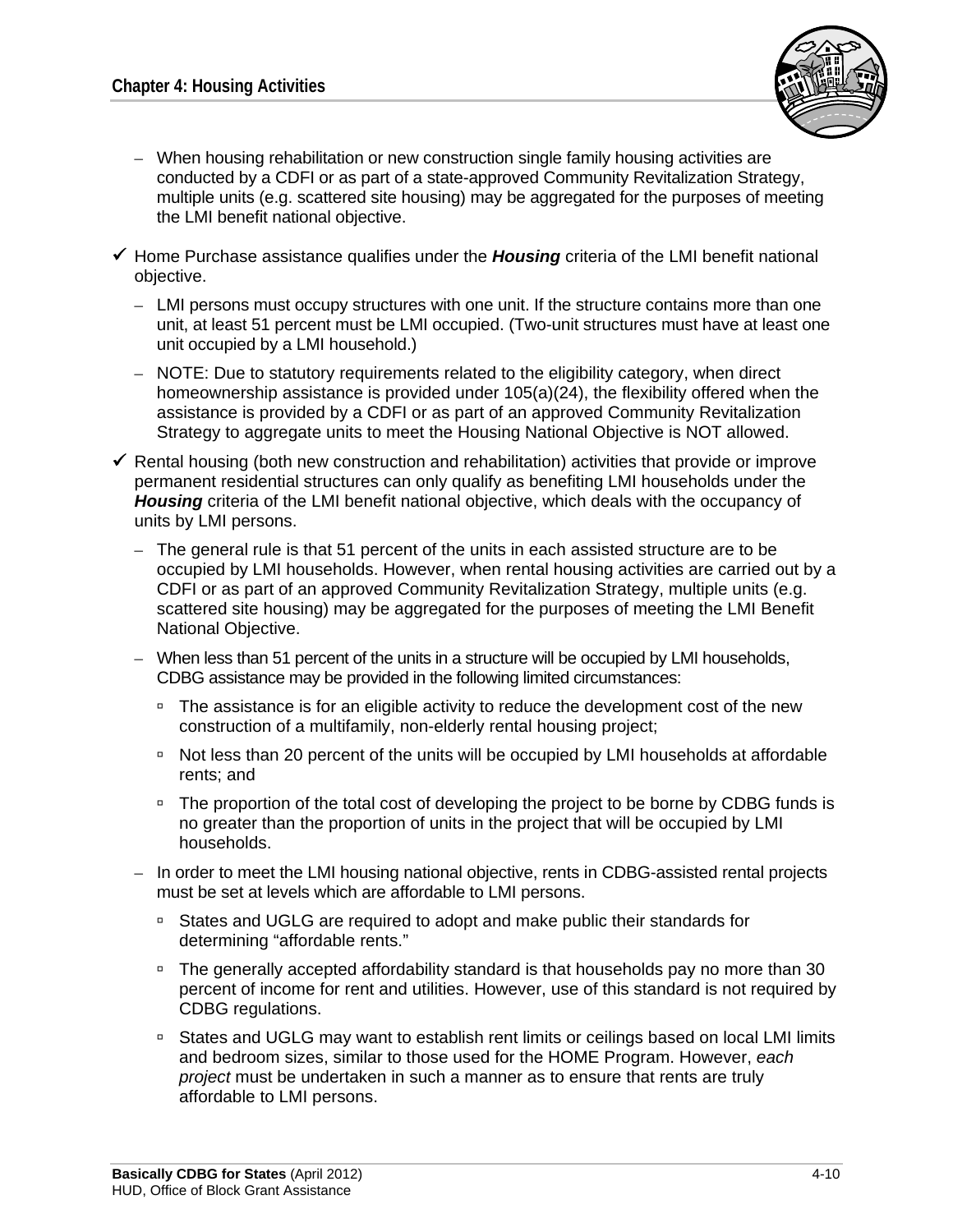- When housing rehabilitation or new construction single family housing activities are conducted by a CDFI or as part of a state-approved Community Revitalization Strategy, multiple units (e.g. scattered site housing) may be aggregated for the purposes of meeting the LMI benefit national objective.

✓ Home Purchase assistance qualifies under the ***Housing*** criteria of the LMI benefit national objective.

- LMI persons must occupy structures with one unit. If the structure contains more than one unit, at least 51 percent must be LMI occupied. (Two-unit structures must have at least one unit occupied by a LMI household.)
- NOTE: Due to statutory requirements related to the eligibility category, when direct homeownership assistance is provided under 105(a)(24), the flexibility offered when the assistance is provided by a CDFI or as part of an approved Community Revitalization Strategy to aggregate units to meet the Housing National Objective is NOT allowed.

✓ Rental housing (both new construction and rehabilitation) activities that provide or improve permanent residential structures can only qualify as benefiting LMI households under the ***Housing*** criteria of the LMI benefit national objective, which deals with the occupancy of units by LMI persons.

- The general rule is that 51 percent of the units in each assisted structure are to be occupied by LMI households. However, when rental housing activities are carried out by a CDFI or as part of an approved Community Revitalization Strategy, multiple units (e.g. scattered site housing) may be aggregated for the purposes of meeting the LMI Benefit National Objective.
- When less than 51 percent of the units in a structure will be occupied by LMI households, CDBG assistance may be provided in the following limited circumstances:
  - The assistance is for an eligible activity to reduce the development cost of the new construction of a multifamily, non-elderly rental housing project;
  - Not less than 20 percent of the units will be occupied by LMI households at affordable rents; and
  - The proportion of the total cost of developing the project to be borne by CDBG funds is no greater than the proportion of units in the project that will be occupied by LMI households.
- In order to meet the LMI housing national objective, rents in CDBG-assisted rental projects must be set at levels which are affordable to LMI persons.
  - States and UGLG are required to adopt and make public their standards for determining “affordable rents.”
  - The generally accepted affordability standard is that households pay no more than 30 percent of income for rent and utilities. However, use of this standard is not required by CDBG regulations.
  - States and UGLG may want to establish rent limits or ceilings based on local LMI limits and bedroom sizes, similar to those used for the HOME Program. However, *each project* must be undertaken in such a manner as to ensure that rents are truly affordable to LMI persons.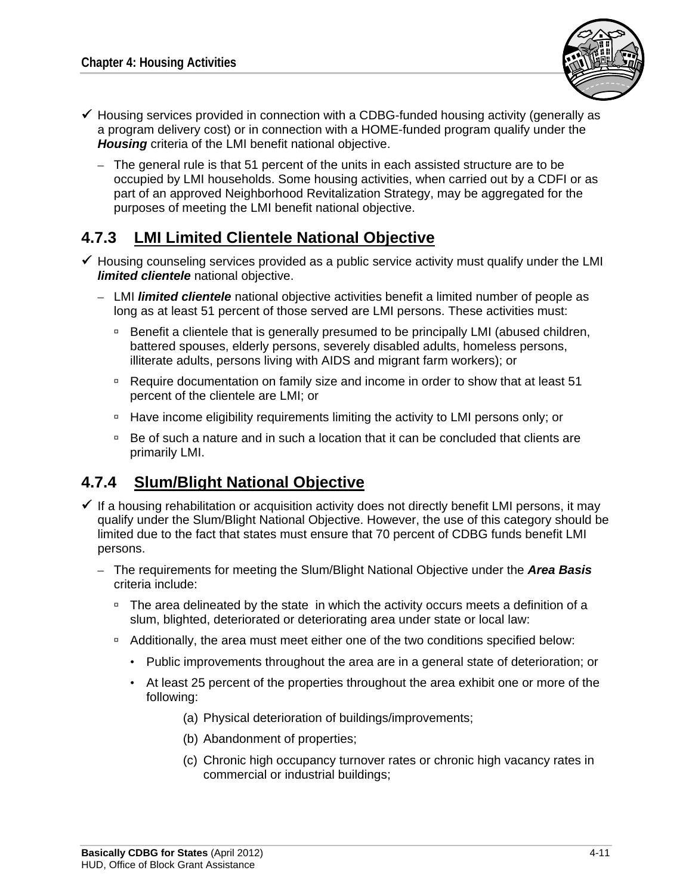- ✓ Housing services provided in connection with a CDBG-funded housing activity (generally as a program delivery cost) or in connection with a HOME-funded program qualify under the ***Housing*** criteria of the LMI benefit national objective.
  - The general rule is that 51 percent of the units in each assisted structure are to be occupied by LMI households. Some housing activities, when carried out by a CDFI or as part of an approved Neighborhood Revitalization Strategy, may be aggregated for the purposes of meeting the LMI benefit national objective.

## 4.7.3 LMI Limited Clientele National Objective

- ✓ Housing counseling services provided as a public service activity must qualify under the LMI ***limited clientele*** national objective.
  - LMI ***limited clientele*** national objective activities benefit a limited number of people as long as at least 51 percent of those served are LMI persons. These activities must:
    - Benefit a clientele that is generally presumed to be principally LMI (abused children, battered spouses, elderly persons, severely disabled adults, homeless persons, illiterate adults, persons living with AIDS and migrant farm workers); or
    - Require documentation on family size and income in order to show that at least 51 percent of the clientele are LMI; or
    - Have income eligibility requirements limiting the activity to LMI persons only; or
    - Be of such a nature and in such a location that it can be concluded that clients are primarily LMI.

## 4.7.4 Slum/Blight National Objective

- ✓ If a housing rehabilitation or acquisition activity does not directly benefit LMI persons, it may qualify under the Slum/Blight National Objective. However, the use of this category should be limited due to the fact that states must ensure that 70 percent of CDBG funds benefit LMI persons.
  - The requirements for meeting the Slum/Blight National Objective under the ***Area Basis*** criteria include:
    - The area delineated by the state in which the activity occurs meets a definition of a slum, blighted, deteriorated or deteriorating area under state or local law:
    - Additionally, the area must meet either one of the two conditions specified below:
      - Public improvements throughout the area are in a general state of deterioration; or
      - At least 25 percent of the properties throughout the area exhibit one or more of the following:
        - (a) Physical deterioration of buildings/improvements;
        - (b) Abandonment of properties;
        - (c) Chronic high occupancy turnover rates or chronic high vacancy rates in commercial or industrial buildings;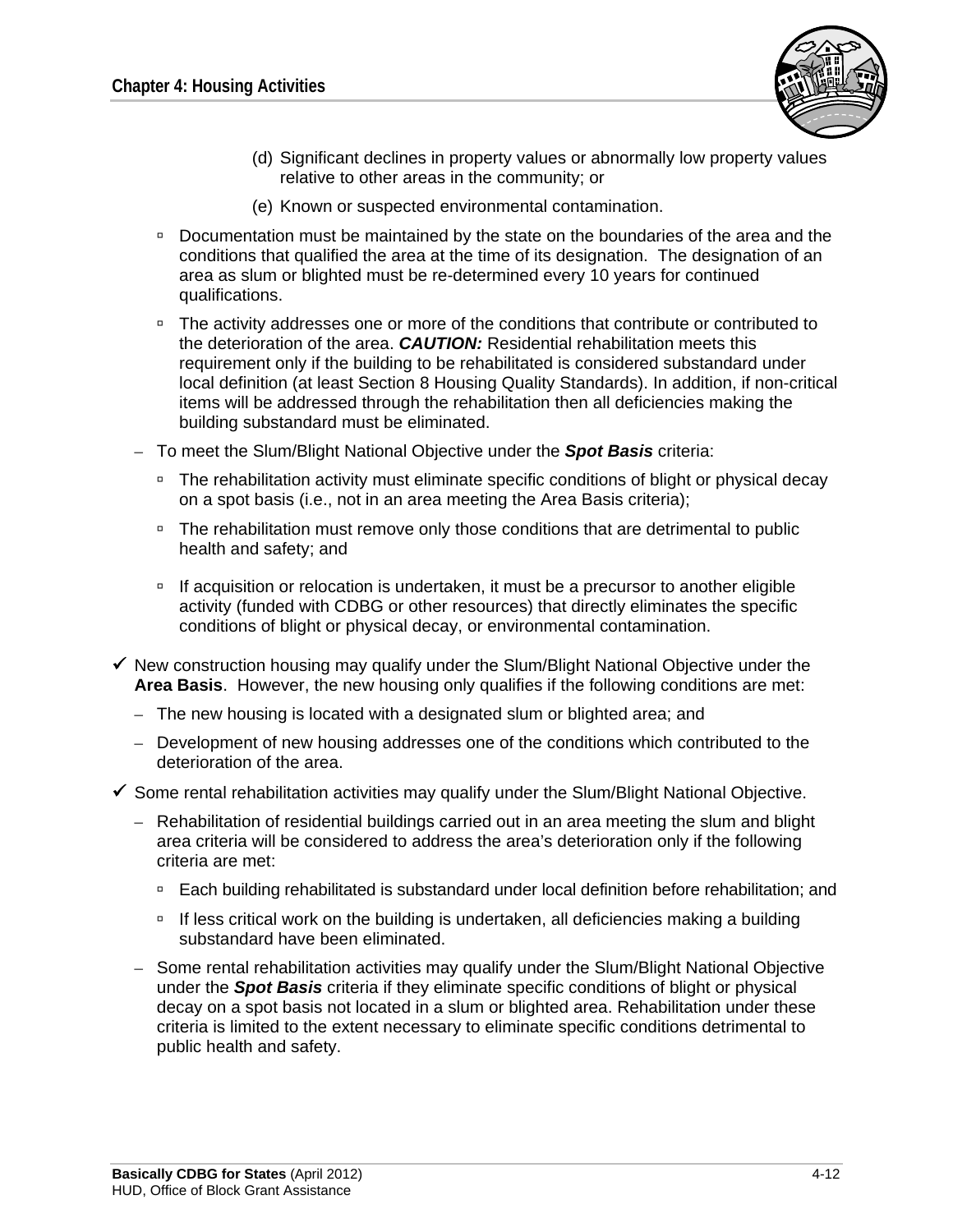(d) Significant declines in property values or abnormally low property values relative to other areas in the community; or

(e) Known or suspected environmental contamination.

  - Documentation must be maintained by the state on the boundaries of the area and the conditions that qualified the area at the time of its designation. The designation of an area as slum or blighted must be re-determined every 10 years for continued qualifications.
  - The activity addresses one or more of the conditions that contribute or contributed to the deterioration of the area. ***CAUTION:*** Residential rehabilitation meets this requirement only if the building to be rehabilitated is considered substandard under local definition (at least Section 8 Housing Quality Standards). In addition, if non-critical items will be addressed through the rehabilitation then all deficiencies making the building substandard must be eliminated.

- To meet the Slum/Blight National Objective under the ***Spot Basis*** criteria:
  - The rehabilitation activity must eliminate specific conditions of blight or physical decay on a spot basis (i.e., not in an area meeting the Area Basis criteria);
  - The rehabilitation must remove only those conditions that are detrimental to public health and safety; and
  - If acquisition or relocation is undertaken, it must be a precursor to another eligible activity (funded with CDBG or other resources) that directly eliminates the specific conditions of blight or physical decay, or environmental contamination.

✓ New construction housing may qualify under the Slum/Blight National Objective under the **Area Basis**. However, the new housing only qualifies if the following conditions are met:

- The new housing is located with a designated slum or blighted area; and
- Development of new housing addresses one of the conditions which contributed to the deterioration of the area.

✓ Some rental rehabilitation activities may qualify under the Slum/Blight National Objective.

- Rehabilitation of residential buildings carried out in an area meeting the slum and blight area criteria will be considered to address the area's deterioration only if the following criteria are met:
  - Each building rehabilitated is substandard under local definition before rehabilitation; and
  - If less critical work on the building is undertaken, all deficiencies making a building substandard have been eliminated.
- Some rental rehabilitation activities may qualify under the Slum/Blight National Objective under the ***Spot Basis*** criteria if they eliminate specific conditions of blight or physical decay on a spot basis not located in a slum or blighted area. Rehabilitation under these criteria is limited to the extent necessary to eliminate specific conditions detrimental to public health and safety.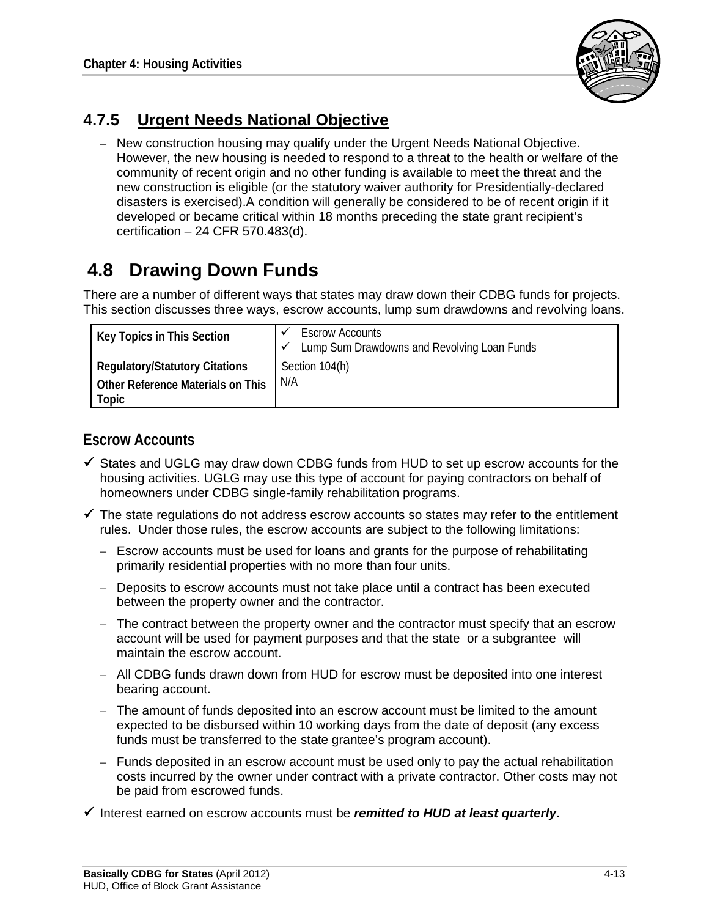### 4.7.5 Urgent Needs National Objective

- New construction housing may qualify under the Urgent Needs National Objective. However, the new housing is needed to respond to a threat to the health or welfare of the community of recent origin and no other funding is available to meet the threat and the new construction is eligible (or the statutory waiver authority for Presidentially-declared disasters is exercised).A condition will generally be considered to be of recent origin if it developed or became critical within 18 months preceding the state grant recipient's certification – 24 CFR 570.483(d).

## 4.8 Drawing Down Funds

There are a number of different ways that states may draw down their CDBG funds for projects. This section discusses three ways, escrow accounts, lump sum drawdowns and revolving loans.

| | |
|---|---|
| **Key Topics in This Section** | ✓ Escrow Accounts<br>✓ Lump Sum Drawdowns and Revolving Loan Funds |
| **Regulatory/Statutory Citations** | Section 104(h) |
| **Other Reference Materials on This Topic** | N/A |

### Escrow Accounts

- ✓ States and UGLG may draw down CDBG funds from HUD to set up escrow accounts for the housing activities. UGLG may use this type of account for paying contractors on behalf of homeowners under CDBG single-family rehabilitation programs.
- ✓ The state regulations do not address escrow accounts so states may refer to the entitlement rules. Under those rules, the escrow accounts are subject to the following limitations:
  - Escrow accounts must be used for loans and grants for the purpose of rehabilitating primarily residential properties with no more than four units.
  - Deposits to escrow accounts must not take place until a contract has been executed between the property owner and the contractor.
  - The contract between the property owner and the contractor must specify that an escrow account will be used for payment purposes and that the state or a subgrantee will maintain the escrow account.
  - All CDBG funds drawn down from HUD for escrow must be deposited into one interest bearing account.
  - The amount of funds deposited into an escrow account must be limited to the amount expected to be disbursed within 10 working days from the date of deposit (any excess funds must be transferred to the state grantee's program account).
  - Funds deposited in an escrow account must be used only to pay the actual rehabilitation costs incurred by the owner under contract with a private contractor. Other costs may not be paid from escrowed funds.
- ✓ Interest earned on escrow accounts must be ***remitted to HUD at least quarterly***.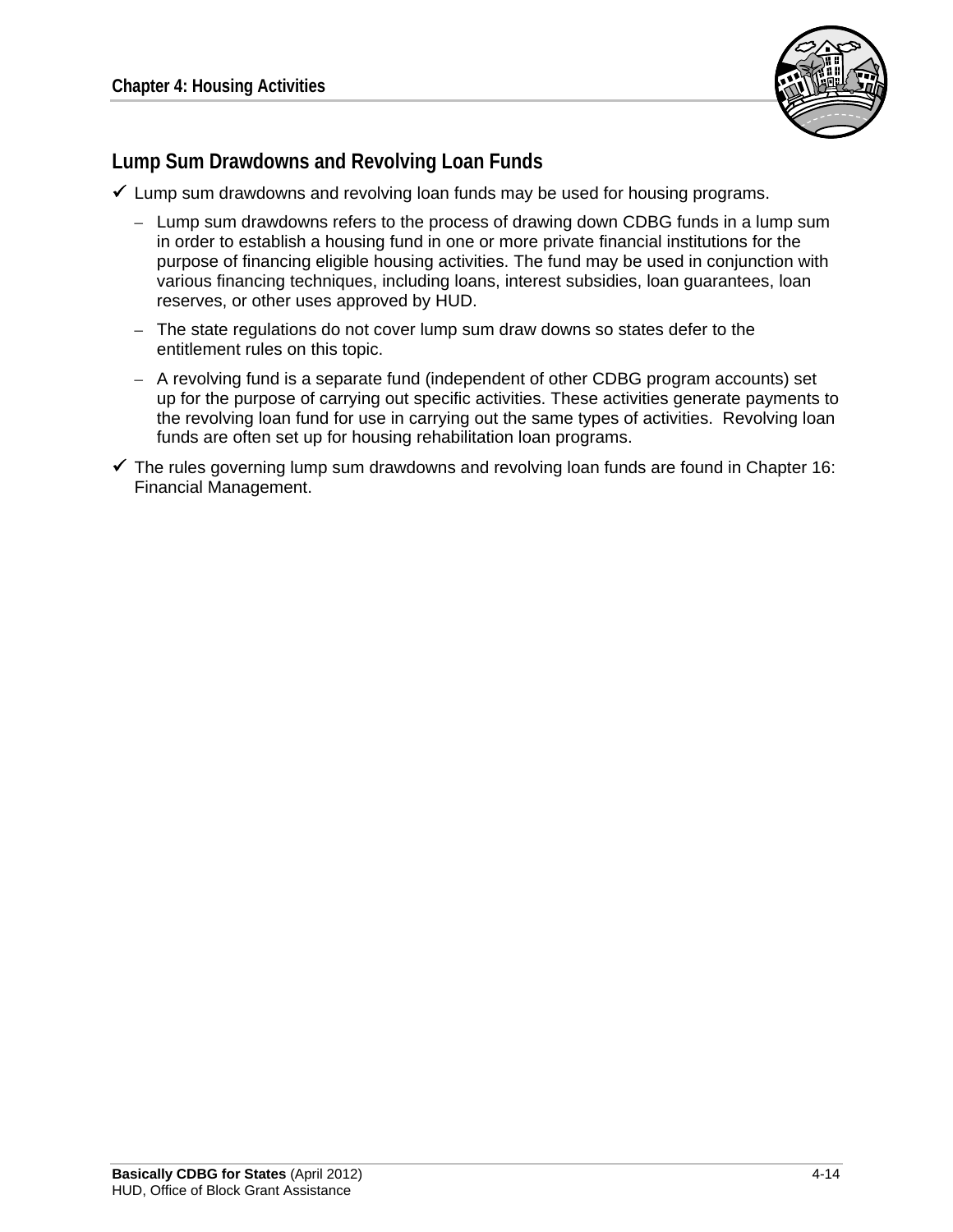## Lump Sum Drawdowns and Revolving Loan Funds

- ✓ Lump sum drawdowns and revolving loan funds may be used for housing programs.
  - Lump sum drawdowns refers to the process of drawing down CDBG funds in a lump sum in order to establish a housing fund in one or more private financial institutions for the purpose of financing eligible housing activities. The fund may be used in conjunction with various financing techniques, including loans, interest subsidies, loan guarantees, loan reserves, or other uses approved by HUD.
  - The state regulations do not cover lump sum draw downs so states defer to the entitlement rules on this topic.
  - A revolving fund is a separate fund (independent of other CDBG program accounts) set up for the purpose of carrying out specific activities. These activities generate payments to the revolving loan fund for use in carrying out the same types of activities. Revolving loan funds are often set up for housing rehabilitation loan programs.
- ✓ The rules governing lump sum drawdowns and revolving loan funds are found in Chapter 16: Financial Management.